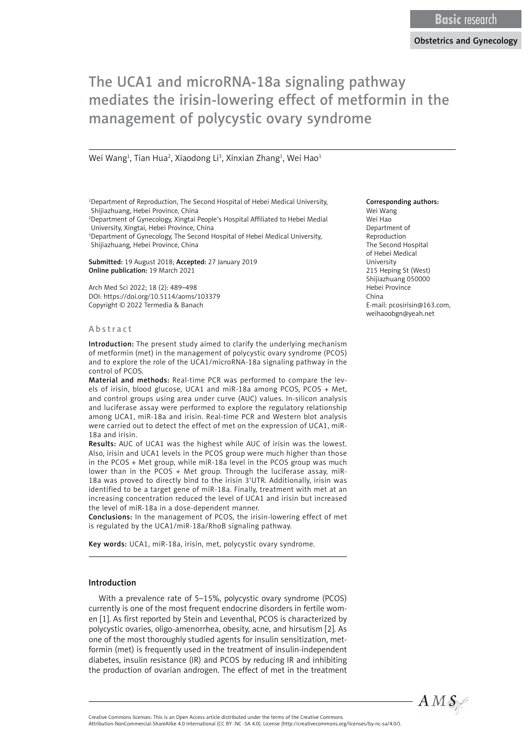Basic research

Obstetrics and Gynecology

# The UCA1 and microRNA-18a signaling pathway mediates the irisin-lowering effect of metformin in the management of polycystic ovary syndrome

Wei Wang[1], Tian Hua[2], Xiaodong Li[3], Xinxian Zhang[1], Wei Hao[1]

[1]Department of Reproduction, The Second Hospital of Hebei Medical University, Shijiazhuang, Hebei Province, China
[2]Department of Gynecology, Xingtai People's Hospital Affiliated to Hebei Medial University, Xingtai, Hebei Province, China
[3]Department of Gynecology, The Second Hospital of Hebei Medical University, Shijiazhuang, Hebei Province, China

**Submitted:** 19 August 2018; **Accepted:** 27 January 2019
**Online publication:** 19 March 2021

Arch Med Sci 2022; 18 (2): 489–498
DOI: https://doi.org/10.5114/aoms/103379
Copyright © 2022 Termedia & Banach

**Corresponding authors:**
Wei Wang
Wei Hao
Department of Reproduction
The Second Hospital of Hebei Medical University
215 Heping St (West)
Shijiazhuang 050000
Hebei Province
China
E-mail: pcosirisin@163.com, weihaoobgn@yeah.net

## Abstract

**Introduction:** The present study aimed to clarify the underlying mechanism of metformin (met) in the management of polycystic ovary syndrome (PCOS) and to explore the role of the UCA1/microRNA-18a signaling pathway in the control of PCOS.

**Material and methods:** Real-time PCR was performed to compare the levels of irisin, blood glucose, UCA1 and miR-18a among PCOS, PCOS + Met, and control groups using area under curve (AUC) values. In-silicon analysis and luciferase assay were performed to explore the regulatory relationship among UCA1, miR-18a and irisin. Real-time PCR and Western blot analysis were carried out to detect the effect of met on the expression of UCA1, miR-18a and irisin.

**Results:** AUC of UCA1 was the highest while AUC of irisin was the lowest. Also, irisin and UCA1 levels in the PCOS group were much higher than those in the PCOS + Met group, while miR-18a level in the PCOS group was much lower than in the PCOS + Met group. Through the luciferase assay, miR-18a was proved to directly bind to the irisin 3'UTR. Additionally, irisin was identified to be a target gene of miR-18a. Finally, treatment with met at an increasing concentration reduced the level of UCA1 and irisin but increased the level of miR-18a in a dose-dependent manner.

**Conclusions:** In the management of PCOS, the irisin-lowering effect of met is regulated by the UCA1/miR-18a/RhoB signaling pathway.

**Key words:** UCA1, miR-18a, irisin, met, polycystic ovary syndrome.

## Introduction

With a prevalence rate of 5–15%, polycystic ovary syndrome (PCOS) currently is one of the most frequent endocrine disorders in fertile women [1]. As first reported by Stein and Leventhal, PCOS is characterized by polycystic ovaries, oligo-amenorrhea, obesity, acne, and hirsutism [2]. As one of the most thoroughly studied agents for insulin sensitization, metformin (met) is frequently used in the treatment of insulin-independent diabetes, insulin resistance (IR) and PCOS by reducing IR and inhibiting the production of ovarian androgen. The effect of met in the treatment

Creative Commons licenses: This is an Open Access article distributed under the terms of the Creative Commons Attribution-NonCommercial-ShareAlike 4.0 International (CC BY -NC -SA 4.0). License (http://creativecommons.org/licenses/by-nc-sa/4.0/).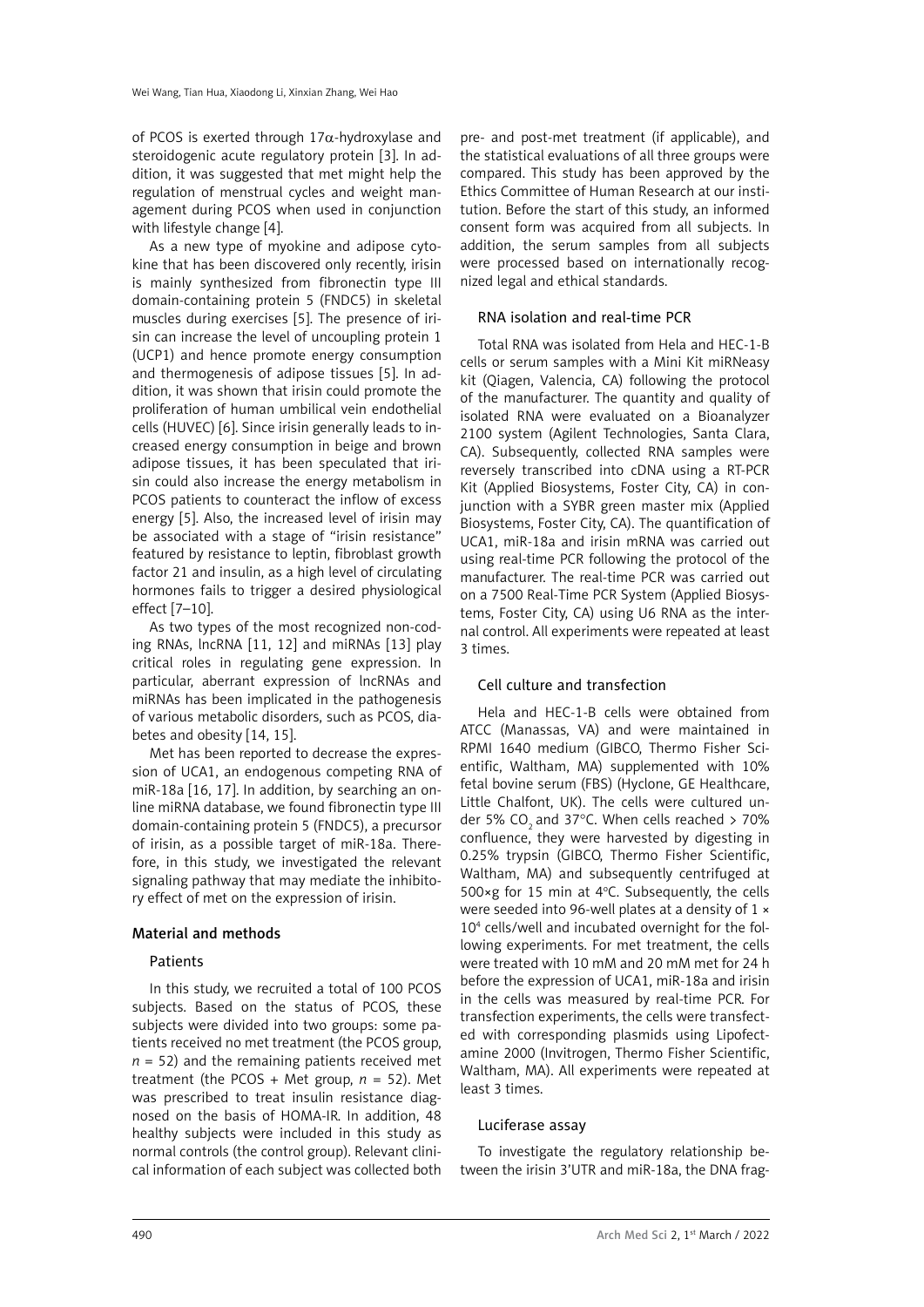of PCOS is exerted through 17α-hydroxylase and steroidogenic acute regulatory protein [3]. In addition, it was suggested that met might help the regulation of menstrual cycles and weight management during PCOS when used in conjunction with lifestyle change [4].

As a new type of myokine and adipose cytokine that has been discovered only recently, irisin is mainly synthesized from fibronectin type III domain-containing protein 5 (FNDC5) in skeletal muscles during exercises [5]. The presence of irisin can increase the level of uncoupling protein 1 (UCP1) and hence promote energy consumption and thermogenesis of adipose tissues [5]. In addition, it was shown that irisin could promote the proliferation of human umbilical vein endothelial cells (HUVEC) [6]. Since irisin generally leads to increased energy consumption in beige and brown adipose tissues, it has been speculated that irisin could also increase the energy metabolism in PCOS patients to counteract the inflow of excess energy [5]. Also, the increased level of irisin may be associated with a stage of "irisin resistance" featured by resistance to leptin, fibroblast growth factor 21 and insulin, as a high level of circulating hormones fails to trigger a desired physiological effect [7–10].

As two types of the most recognized non-coding RNAs, lncRNA [11, 12] and miRNAs [13] play critical roles in regulating gene expression. In particular, aberrant expression of lncRNAs and miRNAs has been implicated in the pathogenesis of various metabolic disorders, such as PCOS, diabetes and obesity [14, 15].

Met has been reported to decrease the expression of UCA1, an endogenous competing RNA of miR-18a [16, 17]. In addition, by searching an online miRNA database, we found fibronectin type III domain-containing protein 5 (FNDC5), a precursor of irisin, as a possible target of miR-18a. Therefore, in this study, we investigated the relevant signaling pathway that may mediate the inhibitory effect of met on the expression of irisin.

## Material and methods

### Patients

In this study, we recruited a total of 100 PCOS subjects. Based on the status of PCOS, these subjects were divided into two groups: some patients received no met treatment (the PCOS group, $n = 52$) and the remaining patients received met treatment (the PCOS + Met group, $n = 52$). Met was prescribed to treat insulin resistance diagnosed on the basis of HOMA-IR. In addition, 48 healthy subjects were included in this study as normal controls (the control group). Relevant clinical information of each subject was collected both pre- and post-met treatment (if applicable), and the statistical evaluations of all three groups were compared. This study has been approved by the Ethics Committee of Human Research at our institution. Before the start of this study, an informed consent form was acquired from all subjects. In addition, the serum samples from all subjects were processed based on internationally recognized legal and ethical standards.

### RNA isolation and real-time PCR

Total RNA was isolated from Hela and HEC-1-B cells or serum samples with a Mini Kit miRNeasy kit (Qiagen, Valencia, CA) following the protocol of the manufacturer. The quantity and quality of isolated RNA were evaluated on a Bioanalyzer 2100 system (Agilent Technologies, Santa Clara, CA). Subsequently, collected RNA samples were reversely transcribed into cDNA using a RT-PCR Kit (Applied Biosystems, Foster City, CA) in conjunction with a SYBR green master mix (Applied Biosystems, Foster City, CA). The quantification of UCA1, miR-18a and irisin mRNA was carried out using real-time PCR following the protocol of the manufacturer. The real-time PCR was carried out on a 7500 Real-Time PCR System (Applied Biosystems, Foster City, CA) using U6 RNA as the internal control. All experiments were repeated at least 3 times.

### Cell culture and transfection

Hela and HEC-1-B cells were obtained from ATCC (Manassas, VA) and were maintained in RPMI 1640 medium (GIBCO, Thermo Fisher Scientific, Waltham, MA) supplemented with 10% fetal bovine serum (FBS) (Hyclone, GE Healthcare, Little Chalfont, UK). The cells were cultured under 5% $CO_2$ and 37°C. When cells reached > 70% confluence, they were harvested by digesting in 0.25% trypsin (GIBCO, Thermo Fisher Scientific, Waltham, MA) and subsequently centrifuged at 500×g for 15 min at 4°C. Subsequently, the cells were seeded into 96-well plates at a density of $1 \times 10^4$ cells/well and incubated overnight for the following experiments. For met treatment, the cells were treated with 10 mM and 20 mM met for 24 h before the expression of UCA1, miR-18a and irisin in the cells was measured by real-time PCR. For transfection experiments, the cells were transfected with corresponding plasmids using Lipofectamine 2000 (Invitrogen, Thermo Fisher Scientific, Waltham, MA). All experiments were repeated at least 3 times.

### Luciferase assay

To investigate the regulatory relationship between the irisin 3'UTR and miR-18a, the DNA frag-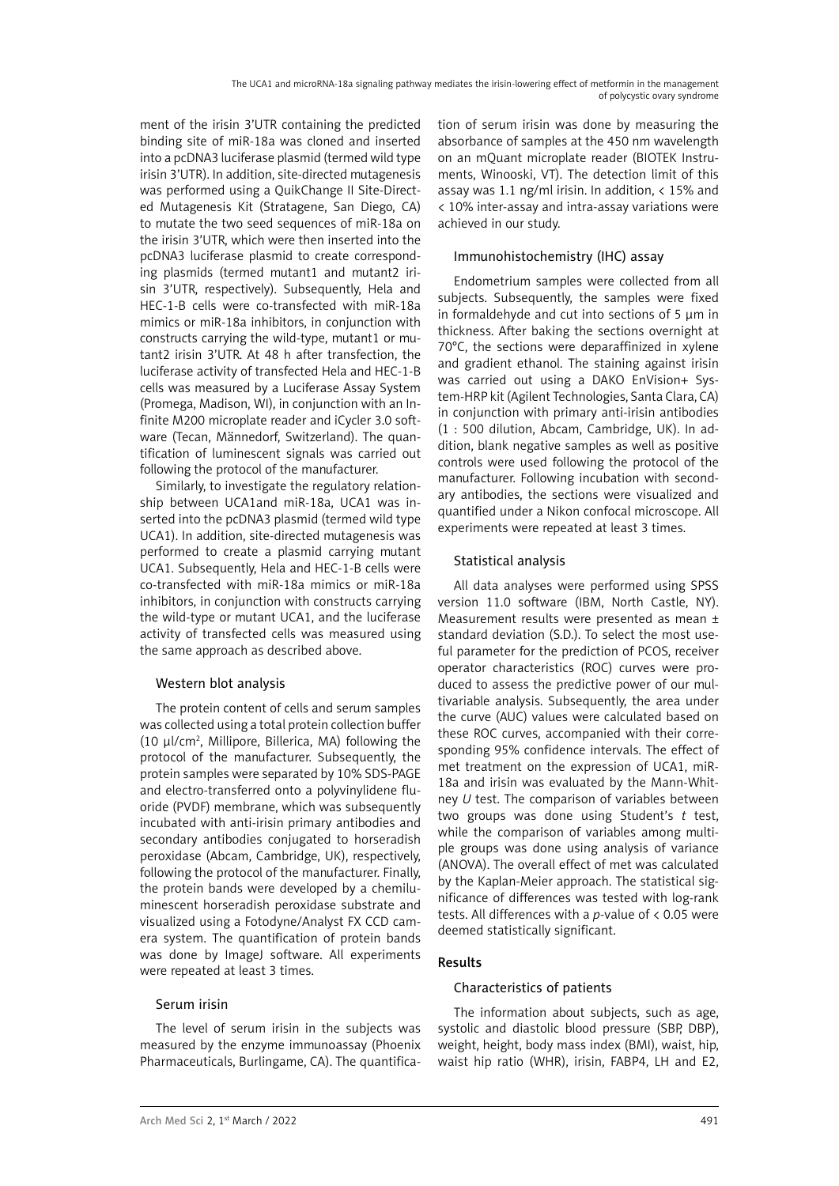ment of the irisin 3'UTR containing the predicted binding site of miR-18a was cloned and inserted into a pcDNA3 luciferase plasmid (termed wild type irisin 3'UTR). In addition, site-directed mutagenesis was performed using a QuikChange II Site-Directed Mutagenesis Kit (Stratagene, San Diego, CA) to mutate the two seed sequences of miR-18a on the irisin 3'UTR, which were then inserted into the pcDNA3 luciferase plasmid to create corresponding plasmids (termed mutant1 and mutant2 irisin 3'UTR, respectively). Subsequently, Hela and HEC-1-B cells were co-transfected with miR-18a mimics or miR-18a inhibitors, in conjunction with constructs carrying the wild-type, mutant1 or mutant2 irisin 3'UTR. At 48 h after transfection, the luciferase activity of transfected Hela and HEC-1-B cells was measured by a Luciferase Assay System (Promega, Madison, WI), in conjunction with an Infinite M200 microplate reader and iCycler 3.0 software (Tecan, Männedorf, Switzerland). The quantification of luminescent signals was carried out following the protocol of the manufacturer.

Similarly, to investigate the regulatory relationship between UCA1and miR-18a, UCA1 was inserted into the pcDNA3 plasmid (termed wild type UCA1). In addition, site-directed mutagenesis was performed to create a plasmid carrying mutant UCA1. Subsequently, Hela and HEC-1-B cells were co-transfected with miR-18a mimics or miR-18a inhibitors, in conjunction with constructs carrying the wild-type or mutant UCA1, and the luciferase activity of transfected cells was measured using the same approach as described above.

### Western blot analysis

The protein content of cells and serum samples was collected using a total protein collection buffer (10 μl/cm$^2$, Millipore, Billerica, MA) following the protocol of the manufacturer. Subsequently, the protein samples were separated by 10% SDS-PAGE and electro-transferred onto a polyvinylidene fluoride (PVDF) membrane, which was subsequently incubated with anti-irisin primary antibodies and secondary antibodies conjugated to horseradish peroxidase (Abcam, Cambridge, UK), respectively, following the protocol of the manufacturer. Finally, the protein bands were developed by a chemiluminescent horseradish peroxidase substrate and visualized using a Fotodyne/Analyst FX CCD camera system. The quantification of protein bands was done by ImageJ software. All experiments were repeated at least 3 times.

### Serum irisin

The level of serum irisin in the subjects was measured by the enzyme immunoassay (Phoenix Pharmaceuticals, Burlingame, CA). The quantification of serum irisin was done by measuring the absorbance of samples at the 450 nm wavelength on an mQuant microplate reader (BIOTEK Instruments, Winooski, VT). The detection limit of this assay was 1.1 ng/ml irisin. In addition, < 15% and < 10% inter-assay and intra-assay variations were achieved in our study.

### Immunohistochemistry (IHC) assay

Endometrium samples were collected from all subjects. Subsequently, the samples were fixed in formaldehyde and cut into sections of 5 μm in thickness. After baking the sections overnight at 70°C, the sections were deparaffinized in xylene and gradient ethanol. The staining against irisin was carried out using a DAKO EnVision+ System-HRP kit (Agilent Technologies, Santa Clara, CA) in conjunction with primary anti-irisin antibodies (1 : 500 dilution, Abcam, Cambridge, UK). In addition, blank negative samples as well as positive controls were used following the protocol of the manufacturer. Following incubation with secondary antibodies, the sections were visualized and quantified under a Nikon confocal microscope. All experiments were repeated at least 3 times.

### Statistical analysis

All data analyses were performed using SPSS version 11.0 software (IBM, North Castle, NY). Measurement results were presented as mean ± standard deviation (S.D.). To select the most useful parameter for the prediction of PCOS, receiver operator characteristics (ROC) curves were produced to assess the predictive power of our multivariable analysis. Subsequently, the area under the curve (AUC) values were calculated based on these ROC curves, accompanied with their corresponding 95% confidence intervals. The effect of met treatment on the expression of UCA1, miR-18a and irisin was evaluated by the Mann-Whitney *U* test. The comparison of variables between two groups was done using Student's *t* test, while the comparison of variables among multiple groups was done using analysis of variance (ANOVA). The overall effect of met was calculated by the Kaplan-Meier approach. The statistical significance of differences was tested with log-rank tests. All differences with a *p*-value of $< 0.05$ were deemed statistically significant.

## Results

### Characteristics of patients

The information about subjects, such as age, systolic and diastolic blood pressure (SBP, DBP), weight, height, body mass index (BMI), waist, hip, waist hip ratio (WHR), irisin, FABP4, LH and E2,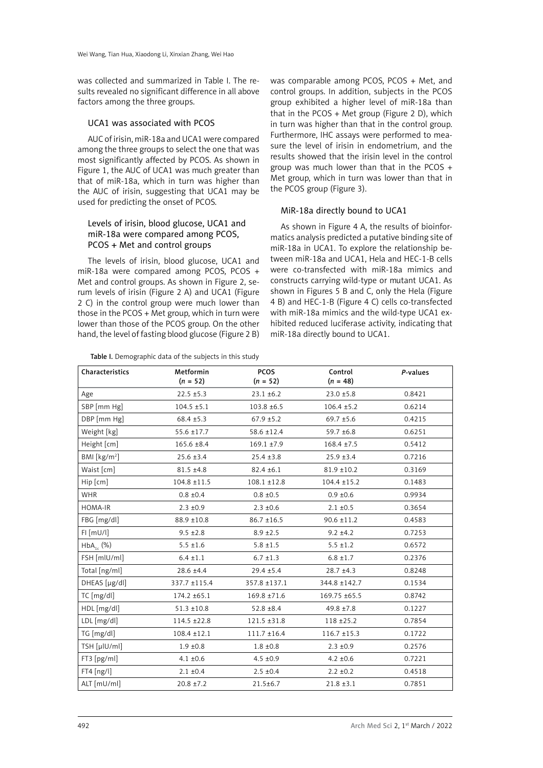was collected and summarized in Table I. The results revealed no significant difference in all above factors among the three groups.

### UCA1 was associated with PCOS

AUC of irisin, miR-18a and UCA1 were compared among the three groups to select the one that was most significantly affected by PCOS. As shown in Figure 1, the AUC of UCA1 was much greater than that of miR-18a, which in turn was higher than the AUC of irisin, suggesting that UCA1 may be used for predicting the onset of PCOS.

### Levels of irisin, blood glucose, UCA1 and miR-18a were compared among PCOS, PCOS + Met and control groups

The levels of irisin, blood glucose, UCA1 and miR-18a were compared among PCOS, PCOS + Met and control groups. As shown in Figure 2, serum levels of irisin (Figure 2 A) and UCA1 (Figure 2 C) in the control group were much lower than those in the PCOS + Met group, which in turn were lower than those of the PCOS group. On the other hand, the level of fasting blood glucose (Figure 2 B) was comparable among PCOS, PCOS + Met, and control groups. In addition, subjects in the PCOS group exhibited a higher level of miR-18a than that in the PCOS + Met group (Figure 2 D), which in turn was higher than that in the control group. Furthermore, IHC assays were performed to measure the level of irisin in endometrium, and the results showed that the irisin level in the control group was much lower than that in the PCOS + Met group, which in turn was lower than that in the PCOS group (Figure 3).

### MiR-18a directly bound to UCA1

As shown in Figure 4 A, the results of bioinformatics analysis predicted a putative binding site of miR-18a in UCA1. To explore the relationship between miR-18a and UCA1, Hela and HEC-1-B cells were co-transfected with miR-18a mimics and constructs carrying wild-type or mutant UCA1. As shown in Figures 5 B and C, only the Hela (Figure 4 B) and HEC-1-B (Figure 4 C) cells co-transfected with miR-18a mimics and the wild-type UCA1 exhibited reduced luciferase activity, indicating that miR-18a directly bound to UCA1.

**Table I.** Demographic data of the subjects in this study

| Characteristics | Metformin ($n$ = 52) | PCOS ($n$ = 52) | Control ($n$ = 48) | *P*-values |
|---|---|---|---|---|
| Age | 22.5 ±5.3 | 23.1 ±6.2 | 23.0 ±5.8 | 0.8421 |
| SBP [mm Hg] | 104.5 ±5.1 | 103.8 ±6.5 | 106.4 ±5.2 | 0.6214 |
| DBP [mm Hg] | 68.4 ±5.3 | 67.9 ±5.2 | 69.7 ±5.6 | 0.4215 |
| Weight [kg] | 55.6 ±17.7 | 58.6 ±12.4 | 59.7 ±6.8 | 0.6251 |
| Height [cm] | 165.6 ±8.4 | 169.1 ±7.9 | 168.4 ±7.5 | 0.5412 |
| BMI [kg/m$^2$] | 25.6 ±3.4 | 25.4 ±3.8 | 25.9 ±3.4 | 0.7216 |
| Waist [cm] | 81.5 ±4.8 | 82.4 ±6.1 | 81.9 ±10.2 | 0.3169 |
| Hip [cm] | 104.8 ±11.5 | 108.1 ±12.8 | 104.4 ±15.2 | 0.1483 |
| WHR | 0.8 ±0.4 | 0.8 ±0.5 | 0.9 ±0.6 | 0.9934 |
| HOMA-IR | 2.3 ±0.9 | 2.3 ±0.6 | 2.1 ±0.5 | 0.3654 |
| FBG [mg/dl] | 88.9 ±10.8 | 86.7 ±16.5 | 90.6 ±11.2 | 0.4583 |
| FI [mU/l] | 9.5 ±2.8 | 8.9 ±2.5 | 9.2 ±4.2 | 0.7253 |
| $HbA_{1c}$ (%) | 5.5 ±1.6 | 5.8 ±1.5 | 5.5 ±1.2 | 0.6572 |
| FSH [mIU/ml] | 6.4 ±1.1 | 6.7 ±1.3 | 6.8 ±1.7 | 0.2376 |
| Total [ng/ml] | 28.6 ±4.4 | 29.4 ±5.4 | 28.7 ±4.3 | 0.8248 |
| DHEAS [μg/dl] | 337.7 ±115.4 | 357.8 ±137.1 | 344.8 ±142.7 | 0.1534 |
| TC [mg/dl] | 174.2 ±65.1 | 169.8 ±71.6 | 169.75 ±65.5 | 0.8742 |
| HDL [mg/dl] | 51.3 ±10.8 | 52.8 ±8.4 | 49.8 ±7.8 | 0.1227 |
| LDL [mg/dl] | 114.5 ±22.8 | 121.5 ±31.8 | 118 ±25.2 | 0.7854 |
| TG [mg/dl] | 108.4 ±12.1 | 111.7 ±16.4 | 116.7 ±15.3 | 0.1722 |
| TSH [μIU/ml] | 1.9 ±0.8 | 1.8 ±0.8 | 2.3 ±0.9 | 0.2576 |
| FT3 [pg/ml] | 4.1 ±0.6 | 4.5 ±0.9 | 4.2 ±0.6 | 0.7221 |
| FT4 [ng/l] | 2.1 ±0.4 | 2.5 ±0.4 | 2.2 ±0.2 | 0.4518 |
| ALT [mU/ml] | 20.8 ±7.2 | 21.5±6.7 | 21.8 ±3.1 | 0.7851 |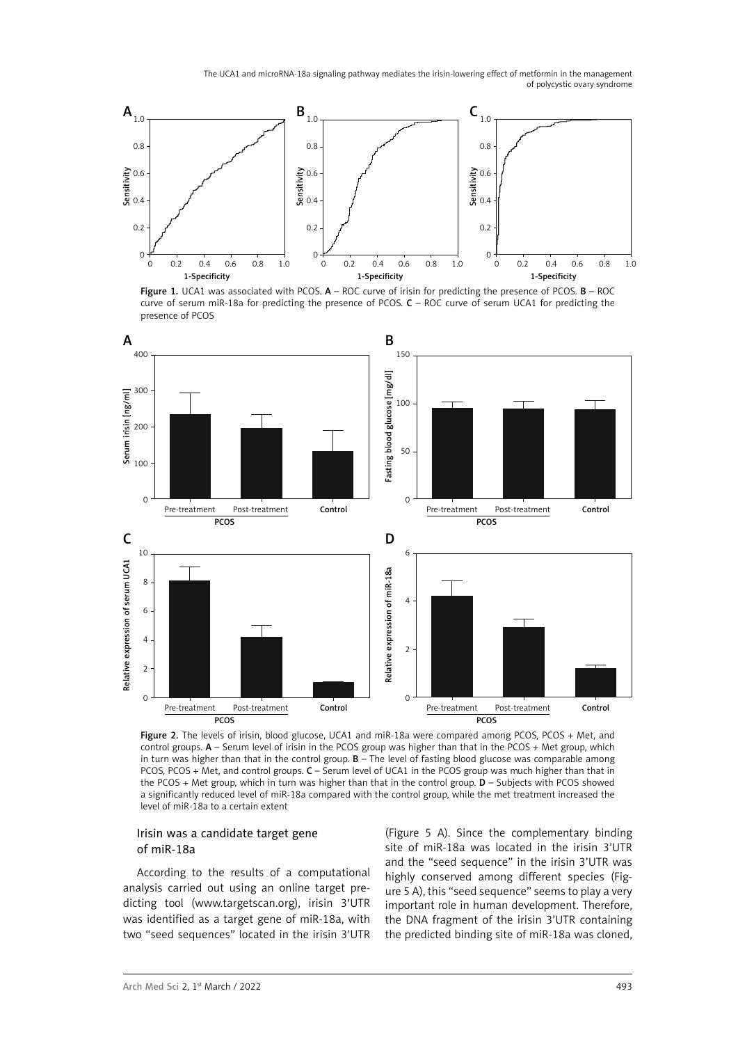Figure 1. UCA1 was associated with PCOS. A – ROC curve of irisin for predicting the presence of PCOS. B – ROC curve of serum miR-18a for predicting the presence of PCOS. C – ROC curve of serum UCA1 for predicting the presence of PCOS

Figure 2. The levels of irisin, blood glucose, UCA1 and miR-18a were compared among PCOS, PCOS + Met, and control groups. A – Serum level of irisin in the PCOS group was higher than that in the PCOS + Met group, which in turn was higher than that in the control group. B – The level of fasting blood glucose was comparable among PCOS, PCOS + Met, and control groups. C – Serum level of UCA1 in the PCOS group was much higher than that in the PCOS + Met group, which in turn was higher than that in the control group. D – Subjects with PCOS showed a significantly reduced level of miR-18a compared with the control group, while the met treatment increased the level of miR-18a to a certain extent

### Irisin was a candidate target gene of miR-18a

According to the results of a computational analysis carried out using an online target predicting tool (www.targetscan.org), irisin 3'UTR was identified as a target gene of miR-18a, with two "seed sequences" located in the irisin 3'UTR (Figure 5 A). Since the complementary binding site of miR-18a was located in the irisin 3'UTR and the "seed sequence" in the irisin 3'UTR was highly conserved among different species (Figure 5 A), this "seed sequence" seems to play a very important role in human development. Therefore, the DNA fragment of the irisin 3'UTR containing the predicted binding site of miR-18a was cloned,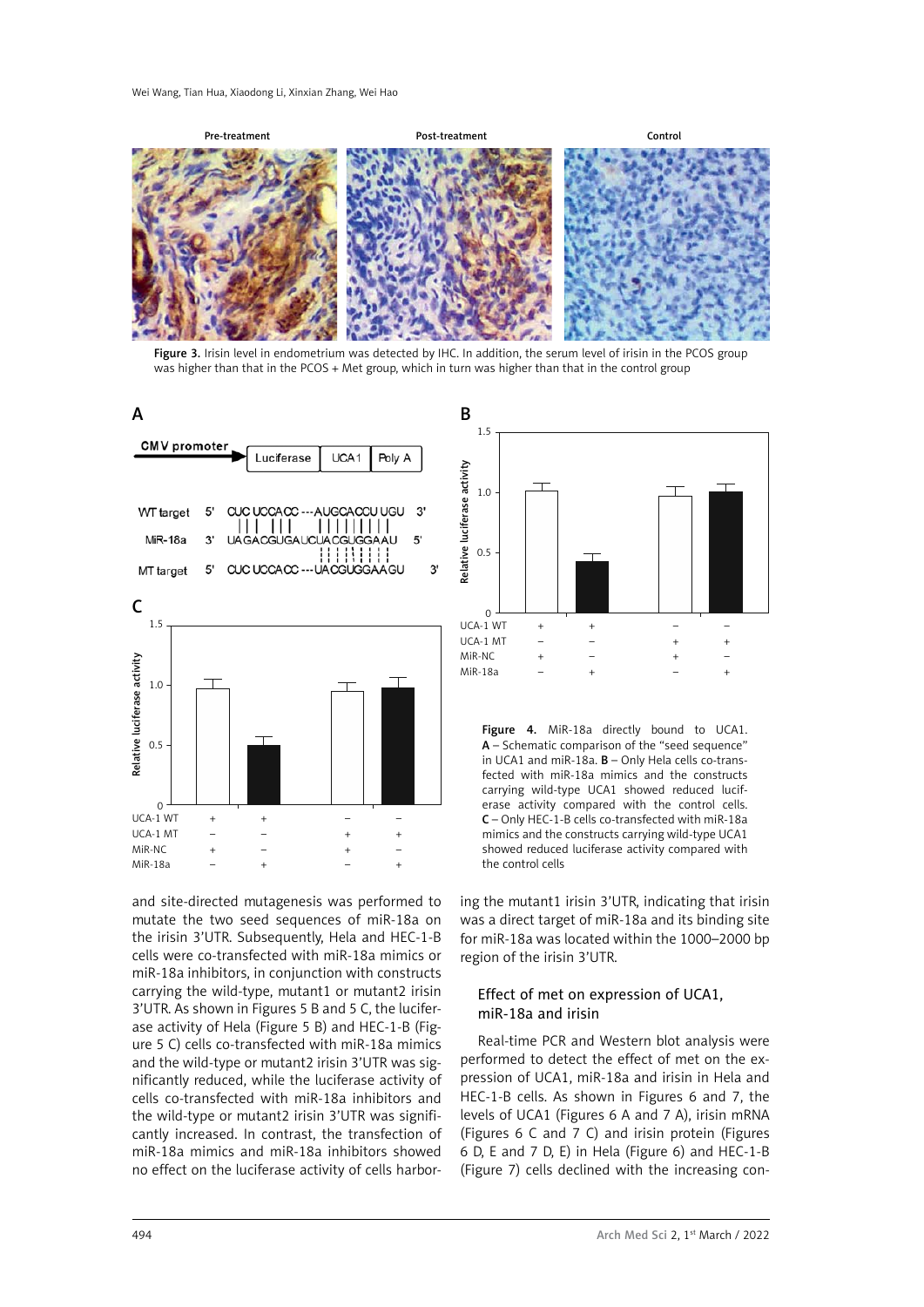Figure 3. Irisin level in endometrium was detected by IHC. In addition, the serum level of irisin in the PCOS group was higher than that in the PCOS + Met group, which in turn was higher than that in the control group

Figure 4. MiR-18a directly bound to UCA1. A – Schematic comparison of the "seed sequence" in UCA1 and miR-18a. B – Only Hela cells co-transfected with miR-18a mimics and the constructs carrying wild-type UCA1 showed reduced luciferase activity compared with the control cells. C – Only HEC-1-B cells co-transfected with miR-18a mimics and the constructs carrying wild-type UCA1 showed reduced luciferase activity compared with the control cells

and site-directed mutagenesis was performed to mutate the two seed sequences of miR-18a on the irisin 3'UTR. Subsequently, Hela and HEC-1-B cells were co-transfected with miR-18a mimics or miR-18a inhibitors, in conjunction with constructs carrying the wild-type, mutant1 or mutant2 irisin 3'UTR. As shown in Figures 5 B and 5 C, the luciferase activity of Hela (Figure 5 B) and HEC-1-B (Figure 5 C) cells co-transfected with miR-18a mimics and the wild-type or mutant2 irisin 3'UTR was significantly reduced, while the luciferase activity of cells co-transfected with miR-18a inhibitors and the wild-type or mutant2 irisin 3'UTR was significantly increased. In contrast, the transfection of miR-18a mimics and miR-18a inhibitors showed no effect on the luciferase activity of cells harboring the mutant1 irisin 3'UTR, indicating that irisin was a direct target of miR-18a and its binding site for miR-18a was located within the 1000–2000 bp region of the irisin 3'UTR.

### Effect of met on expression of UCA1, miR-18a and irisin

Real-time PCR and Western blot analysis were performed to detect the effect of met on the expression of UCA1, miR-18a and irisin in Hela and HEC-1-B cells. As shown in Figures 6 and 7, the levels of UCA1 (Figures 6 A and 7 A), irisin mRNA (Figures 6 C and 7 C) and irisin protein (Figures 6 D, E and 7 D, E) in Hela (Figure 6) and HEC-1-B (Figure 7) cells declined with the increasing con-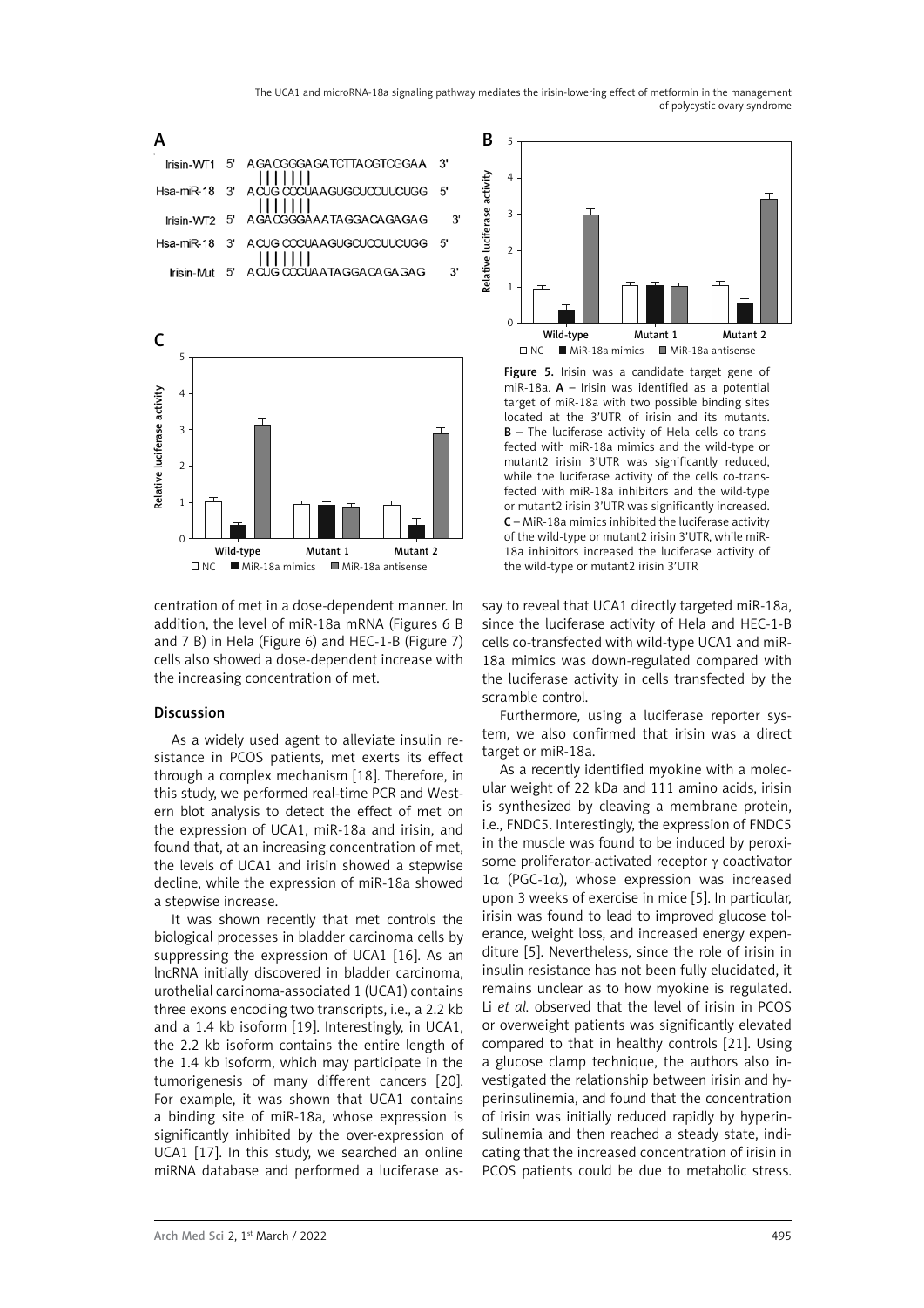Figure 5. Irisin was a candidate target gene of miR-18a. **A** – Irisin was identified as a potential target of miR-18a with two possible binding sites located at the 3'UTR of irisin and its mutants. **B** – The luciferase activity of Hela cells co-transfected with miR-18a mimics and the wild-type or mutant2 irisin 3'UTR was significantly reduced, while the luciferase activity of the cells co-transfected with miR-18a inhibitors and the wild-type or mutant2 irisin 3'UTR was significantly increased. **C** – MiR-18a mimics inhibited the luciferase activity of the wild-type or mutant2 irisin 3'UTR, while miR-18a inhibitors increased the luciferase activity of the wild-type or mutant2 irisin 3'UTR

centration of met in a dose-dependent manner. In addition, the level of miR-18a mRNA (Figures 6 B and 7 B) in Hela (Figure 6) and HEC-1-B (Figure 7) cells also showed a dose-dependent increase with the increasing concentration of met.

## Discussion

As a widely used agent to alleviate insulin resistance in PCOS patients, met exerts its effect through a complex mechanism [18]. Therefore, in this study, we performed real-time PCR and Western blot analysis to detect the effect of met on the expression of UCA1, miR-18a and irisin, and found that, at an increasing concentration of met, the levels of UCA1 and irisin showed a stepwise decline, while the expression of miR-18a showed a stepwise increase.

It was shown recently that met controls the biological processes in bladder carcinoma cells by suppressing the expression of UCA1 [16]. As an lncRNA initially discovered in bladder carcinoma, urothelial carcinoma-associated 1 (UCA1) contains three exons encoding two transcripts, i.e., a 2.2 kb and a 1.4 kb isoform [19]. Interestingly, in UCA1, the 2.2 kb isoform contains the entire length of the 1.4 kb isoform, which may participate in the tumorigenesis of many different cancers [20]. For example, it was shown that UCA1 contains a binding site of miR-18a, whose expression is significantly inhibited by the over-expression of UCA1 [17]. In this study, we searched an online miRNA database and performed a luciferase assay to reveal that UCA1 directly targeted miR-18a, since the luciferase activity of Hela and HEC-1-B cells co-transfected with wild-type UCA1 and miR-18a mimics was down-regulated compared with the luciferase activity in cells transfected by the scramble control.

Furthermore, using a luciferase reporter system, we also confirmed that irisin was a direct target or miR-18a.

As a recently identified myokine with a molecular weight of 22 kDa and 111 amino acids, irisin is synthesized by cleaving a membrane protein, i.e., FNDC5. Interestingly, the expression of FNDC5 in the muscle was found to be induced by peroxisome proliferator-activated receptor $\gamma$ coactivator 1$\alpha$ (PGC-1$\alpha$), whose expression was increased upon 3 weeks of exercise in mice [5]. In particular, irisin was found to lead to improved glucose tolerance, weight loss, and increased energy expenditure [5]. Nevertheless, since the role of irisin in insulin resistance has not been fully elucidated, it remains unclear as to how myokine is regulated. Li *et al.* observed that the level of irisin in PCOS or overweight patients was significantly elevated compared to that in healthy controls [21]. Using a glucose clamp technique, the authors also investigated the relationship between irisin and hyperinsulinemia, and found that the concentration of irisin was initially reduced rapidly by hyperinsulinemia and then reached a steady state, indicating that the increased concentration of irisin in PCOS patients could be due to metabolic stress.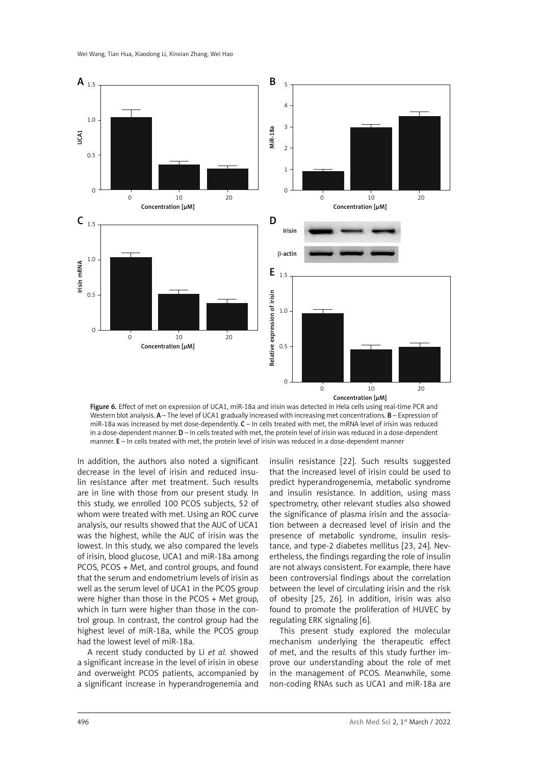Figure 6. Effect of met on expression of UCA1, miR-18a and irisin was detected in Hela cells using real-time PCR and Western blot analysis. **A** – The level of UCA1 gradually increased with increasing met concentrations. **B** – Expression of miR-18a was increased by met dose-dependently. **C** – In cells treated with met, the mRNA level of irisin was reduced in a dose-dependent manner. **D** – In cells treated with met, the protein level of irisin was reduced in a dose-dependent manner. **E** – In cells treated with met, the protein level of irisin was reduced in a dose-dependent manner

In addition, the authors also noted a significant decrease in the level of irisin and reduced insulin resistance after met treatment. Such results are in line with those from our present study. In this study, we enrolled 100 PCOS subjects, 52 of whom were treated with met. Using an ROC curve analysis, our results showed that the AUC of UCA1 was the highest, while the AUC of irisin was the lowest. In this study, we also compared the levels of irisin, blood glucose, UCA1 and miR-18a among PCOS, PCOS + Met, and control groups, and found that the serum and endometrium levels of irisin as well as the serum level of UCA1 in the PCOS group were higher than those in the PCOS + Met group, which in turn were higher than those in the control group. In contrast, the control group had the highest level of miR-18a, while the PCOS group had the lowest level of miR-18a.

A recent study conducted by Li *et al.* showed a significant increase in the level of irisin in obese and overweight PCOS patients, accompanied by a significant increase in hyperandrogenemia and insulin resistance [22]. Such results suggested that the increased level of irisin could be used to predict hyperandrogenemia, metabolic syndrome and insulin resistance. In addition, using mass spectrometry, other relevant studies also showed the significance of plasma irisin and the association between a decreased level of irisin and the presence of metabolic syndrome, insulin resistance, and type-2 diabetes mellitus [23, 24]. Nevertheless, the findings regarding the role of insulin are not always consistent. For example, there have been controversial findings about the correlation between the level of circulating irisin and the risk of obesity [25, 26]. In addition, irisin was also found to promote the proliferation of HUVEC by regulating ERK signaling [6].

This present study explored the molecular mechanism underlying the therapeutic effect of met, and the results of this study further improve our understanding about the role of met in the management of PCOS. Meanwhile, some non-coding RNAs such as UCA1 and miR-18a are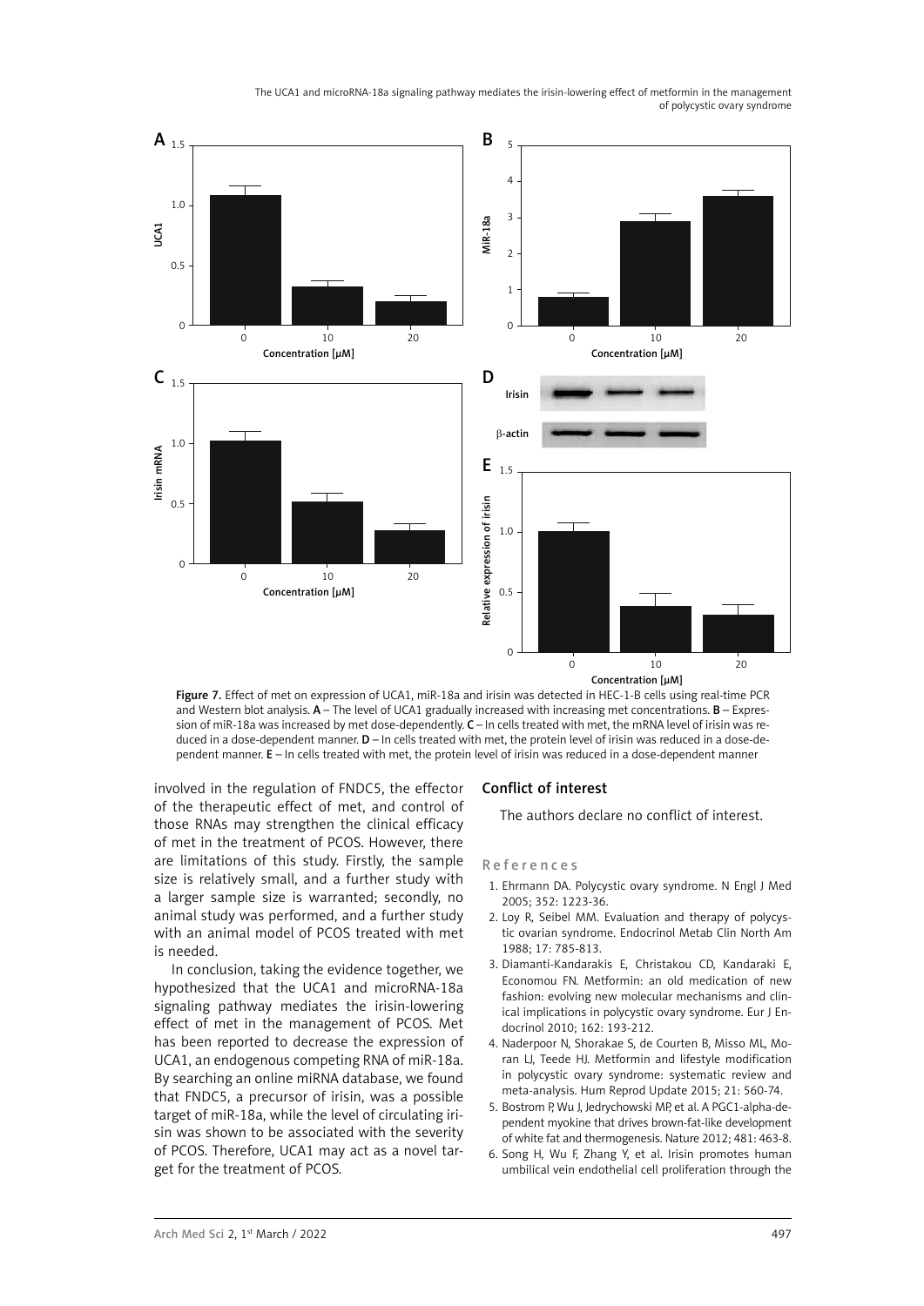Figure 7. Effect of met on expression of UCA1, miR-18a and irisin was detected in HEC-1-B cells using real-time PCR and Western blot analysis. **A** – The level of UCA1 gradually increased with increasing met concentrations. **B** – Expression of miR-18a was increased by met dose-dependently. **C** – In cells treated with met, the mRNA level of irisin was reduced in a dose-dependent manner. **D** – In cells treated with met, the protein level of irisin was reduced in a dose-dependent manner. **E** – In cells treated with met, the protein level of irisin was reduced in a dose-dependent manner

involved in the regulation of FNDC5, the effector of the therapeutic effect of met, and control of those RNAs may strengthen the clinical efficacy of met in the treatment of PCOS. However, there are limitations of this study. Firstly, the sample size is relatively small, and a further study with a larger sample size is warranted; secondly, no animal study was performed, and a further study with an animal model of PCOS treated with met is needed.

In conclusion, taking the evidence together, we hypothesized that the UCA1 and microRNA-18a signaling pathway mediates the irisin-lowering effect of met in the management of PCOS. Met has been reported to decrease the expression of UCA1, an endogenous competing RNA of miR-18a. By searching an online miRNA database, we found that FNDC5, a precursor of irisin, was a possible target of miR-18a, while the level of circulating irisin was shown to be associated with the severity of PCOS. Therefore, UCA1 may act as a novel target for the treatment of PCOS.

## Conflict of interest

The authors declare no conflict of interest.

## References

1. Ehrmann DA. Polycystic ovary syndrome. N Engl J Med 2005; 352: 1223-36.
2. Loy R, Seibel MM. Evaluation and therapy of polycystic ovarian syndrome. Endocrinol Metab Clin North Am 1988; 17: 785-813.
3. Diamanti-Kandarakis E, Christakou CD, Kandaraki E, Economou FN. Metformin: an old medication of new fashion: evolving new molecular mechanisms and clinical implications in polycystic ovary syndrome. Eur J Endocrinol 2010; 162: 193-212.
4. Naderpoor N, Shorakae S, de Courten B, Misso ML, Moran LJ, Teede HJ. Metformin and lifestyle modification in polycystic ovary syndrome: systematic review and meta-analysis. Hum Reprod Update 2015; 21: 560-74.
5. Bostrom P, Wu J, Jedrychowski MP, et al. A PGC1-alpha-dependent myokine that drives brown-fat-like development of white fat and thermogenesis. Nature 2012; 481: 463-8.
6. Song H, Wu F, Zhang Y, et al. Irisin promotes human umbilical vein endothelial cell proliferation through the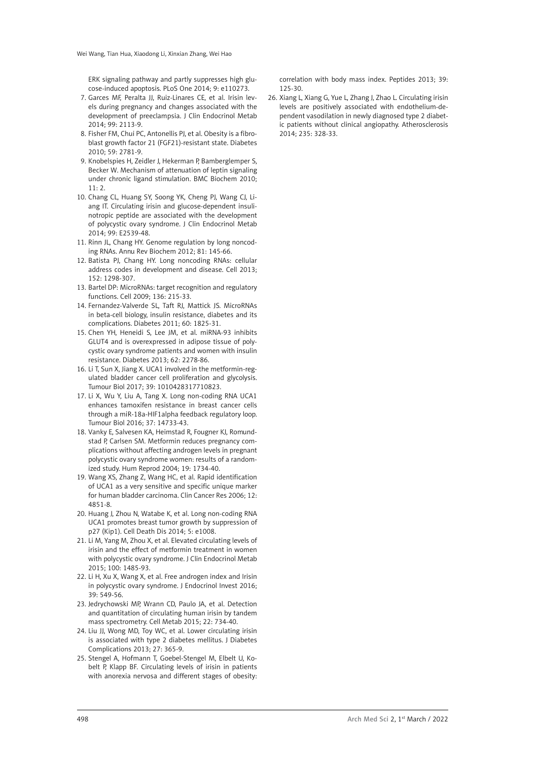ERK signaling pathway and partly suppresses high glucose-induced apoptosis. PLoS One 2014; 9: e110273.

7. Garces MF, Peralta JJ, Ruiz-Linares CE, et al. Irisin levels during pregnancy and changes associated with the development of preeclampsia. J Clin Endocrinol Metab 2014; 99: 2113-9.
8. Fisher FM, Chui PC, Antonellis PJ, et al. Obesity is a fibroblast growth factor 21 (FGF21)-resistant state. Diabetes 2010; 59: 2781-9.
9. Knobelspies H, Zeidler J, Hekerman P, Bamberglemper S, Becker W. Mechanism of attenuation of leptin signaling under chronic ligand stimulation. BMC Biochem 2010; 11: 2.
10. Chang CL, Huang SY, Soong YK, Cheng PJ, Wang CJ, Liang IT. Circulating irisin and glucose-dependent insulinotropic peptide are associated with the development of polycystic ovary syndrome. J Clin Endocrinol Metab 2014; 99: E2539-48.
11. Rinn JL, Chang HY. Genome regulation by long noncoding RNAs. Annu Rev Biochem 2012; 81: 145-66.
12. Batista PJ, Chang HY. Long noncoding RNAs: cellular address codes in development and disease. Cell 2013; 152: 1298-307.
13. Bartel DP: MicroRNAs: target recognition and regulatory functions. Cell 2009; 136: 215-33.
14. Fernandez-Valverde SL, Taft RJ, Mattick JS. MicroRNAs in beta-cell biology, insulin resistance, diabetes and its complications. Diabetes 2011; 60: 1825-31.
15. Chen YH, Heneidi S, Lee JM, et al. miRNA-93 inhibits GLUT4 and is overexpressed in adipose tissue of polycystic ovary syndrome patients and women with insulin resistance. Diabetes 2013; 62: 2278-86.
16. Li T, Sun X, Jiang X. UCA1 involved in the metformin-regulated bladder cancer cell proliferation and glycolysis. Tumour Biol 2017; 39: 1010428317710823.
17. Li X, Wu Y, Liu A, Tang X. Long non-coding RNA UCA1 enhances tamoxifen resistance in breast cancer cells through a miR-18a-HIF1alpha feedback regulatory loop. Tumour Biol 2016; 37: 14733-43.
18. Vanky E, Salvesen KA, Heimstad R, Fougner KJ, Romundstad P, Carlsen SM. Metformin reduces pregnancy complications without affecting androgen levels in pregnant polycystic ovary syndrome women: results of a randomized study. Hum Reprod 2004; 19: 1734-40.
19. Wang XS, Zhang Z, Wang HC, et al. Rapid identification of UCA1 as a very sensitive and specific unique marker for human bladder carcinoma. Clin Cancer Res 2006; 12: 4851-8.
20. Huang J, Zhou N, Watabe K, et al. Long non-coding RNA UCA1 promotes breast tumor growth by suppression of p27 (Kip1). Cell Death Dis 2014; 5: e1008.
21. Li M, Yang M, Zhou X, et al. Elevated circulating levels of irisin and the effect of metformin treatment in women with polycystic ovary syndrome. J Clin Endocrinol Metab 2015; 100: 1485-93.
22. Li H, Xu X, Wang X, et al. Free androgen index and Irisin in polycystic ovary syndrome. J Endocrinol Invest 2016; 39: 549-56.
23. Jedrychowski MP, Wrann CD, Paulo JA, et al. Detection and quantitation of circulating human irisin by tandem mass spectrometry. Cell Metab 2015; 22: 734-40.
24. Liu JJ, Wong MD, Toy WC, et al. Lower circulating irisin is associated with type 2 diabetes mellitus. J Diabetes Complications 2013; 27: 365-9.
25. Stengel A, Hofmann T, Goebel-Stengel M, Elbelt U, Kobelt P, Klapp BF. Circulating levels of irisin in patients with anorexia nervosa and different stages of obesity: correlation with body mass index. Peptides 2013; 39: 125-30.
26. Xiang L, Xiang G, Yue L, Zhang J, Zhao L. Circulating irisin levels are positively associated with endothelium-dependent vasodilation in newly diagnosed type 2 diabetic patients without clinical angiopathy. Atherosclerosis 2014; 235: 328-33.